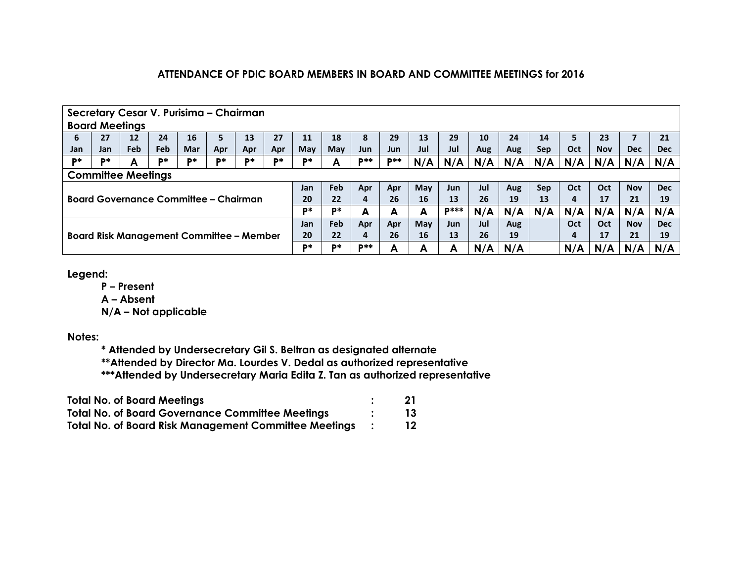### ATTENDANCE OF PDIC BOARD MEMBERS IN BOARD AND COMMITTEE MEETINGS for 2016

**Secretary Cesar V. Purisima – Chairman**

**Board Meetings**

| 6 Jan | 27 Jan | 12 Feb | 24 Feb | 16 Mar | 5 Apr | 13 Apr | 27 Apr | 11 May | 18 May | 8 Jun | 29 Jun | 13 Jul | 29 Jul | 10 Aug | 24 Aug | 14 Sep | 5 Oct | 23 Nov | 7 Dec | 21 Dec |
|---|---|---|---|---|---|---|---|---|---|---|---|---|---|---|---|---|---|---|---|---|
| P* | P* | A | P* | P* | P* | P* | P* | P* | A | P** | P** | N/A | N/A | N/A | N/A | N/A | N/A | N/A | N/A | N/A |

**Committee Meetings**

| Committee | Jan 20 | Feb 22 | Apr 4 | Apr 26 | May 16 | Jun 13 | Jul 26 | Aug 19 | Sep 13 | Oct 4 | Oct 17 | Nov 21 | Dec 19 |
|---|---|---|---|---|---|---|---|---|---|---|---|---|---|
| Board Governance Committee – Chairman | P* | P* | A | A | A | P*** | N/A | N/A | N/A | N/A | N/A | N/A | N/A |
| Board Risk Management Committee – Member | P* | P* | P** | A | A | A | N/A | N/A | | N/A | N/A | N/A | N/A |

**Legend:**

- P – Present
- A – Absent
- N/A – Not applicable

**Notes:**

- \* Attended by Undersecretary Gil S. Beltran as designated alternate
- \*\*Attended by Director Ma. Lourdes V. Dedal as authorized representative
- \*\*\*Attended by Undersecretary Maria Edita Z. Tan as authorized representative

**Total No. of Board Meetings : 21**
**Total No. of Board Governance Committee Meetings : 13**
**Total No. of Board Risk Management Committee Meetings : 12**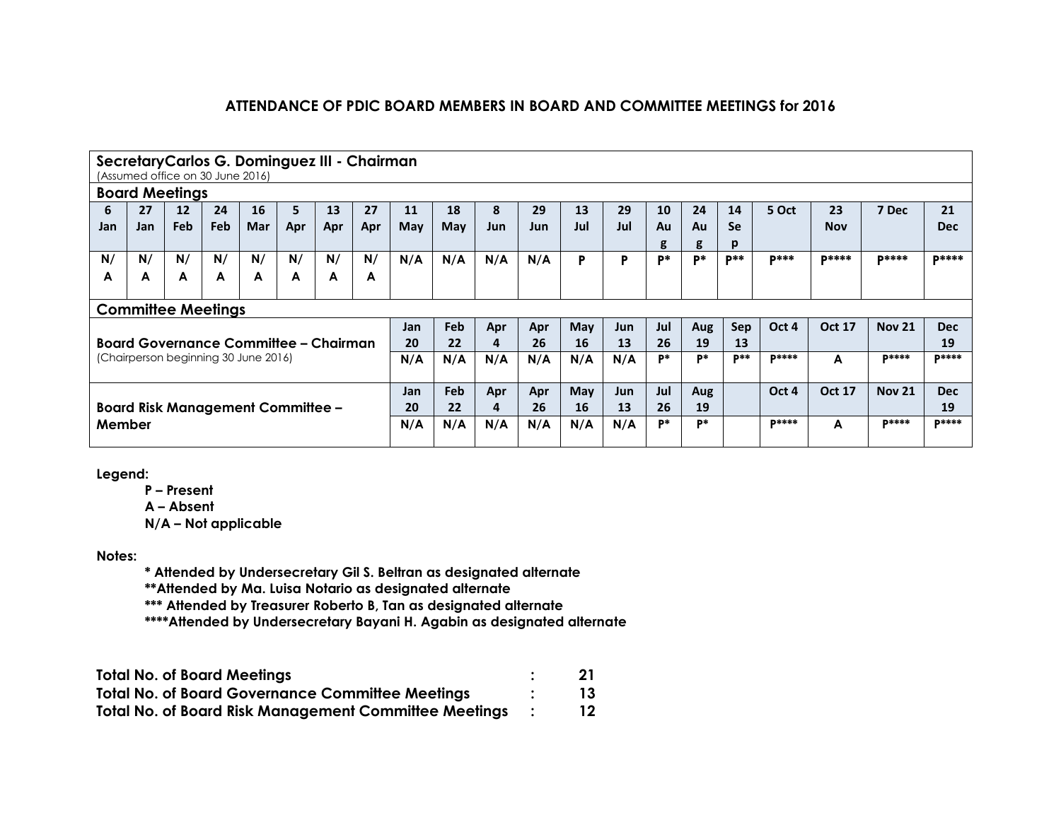# ATTENDANCE OF PDIC BOARD MEMBERS IN BOARD AND COMMITTEE MEETINGS for 2016

**SecretaryCarlos G. Dominguez III - Chairman**
(Assumed office on 30 June 2016)

**Board Meetings**

| 6 Jan | 27 Jan | 12 Feb | 24 Feb | 16 Mar | 5 Apr | 13 Apr | 27 Apr | 11 May | 18 May | 8 Jun | 29 Jun | 13 Jul | 29 Jul | 10 Aug | 24 Aug | 14 Sep | 5 Oct | 23 Nov | 7 Dec | 21 Dec |
|---|---|---|---|---|---|---|---|---|---|---|---|---|---|---|---|---|---|---|---|---|
| N/A | N/A | N/A | N/A | N/A | N/A | N/A | N/A | N/A | N/A | N/A | N/A | P | P | P* | P* | P** | P*** | P**** | P**** | P**** |

**Committee Meetings**

| Committee | Jan 20 | Feb 22 | Apr 4 | Apr 26 | May 16 | Jun 13 | Jul 26 | Aug 19 | Sep 13 | Oct 4 | Oct 17 | Nov 21 | Dec 19 |
|---|---|---|---|---|---|---|---|---|---|---|---|---|---|
| **Board Governance Committee – Chairman** (Chairperson beginning 30 June 2016) | N/A | N/A | N/A | N/A | N/A | N/A | P* | P* | P** | P**** | A | P**** | P**** |

| Committee | Jan 20 | Feb 22 | Apr 4 | Apr 26 | May 16 | Jun 13 | Jul 26 | Aug 19 | | Oct 4 | Oct 17 | Nov 21 | Dec 19 |
|---|---|---|---|---|---|---|---|---|---|---|---|---|---|
| **Board Risk Management Committee – Member** | N/A | N/A | N/A | N/A | N/A | N/A | P* | P* | | P**** | A | P**** | P**** |

**Legend:**

- **P – Present**
- **A – Absent**
- **N/A – Not applicable**

**Notes:**

**\* Attended by Undersecretary Gil S. Beltran as designated alternate**
**\*\*Attended by Ma. Luisa Notario as designated alternate**
**\*\*\* Attended by Treasurer Roberto B, Tan as designated alternate**
**\*\*\*\*Attended by Undersecretary Bayani H. Agabin as designated alternate**

| | | |
|---|---|---|
| **Total No. of Board Meetings** | **:** | **21** |
| **Total No. of Board Governance Committee Meetings** | **:** | **13** |
| **Total No. of Board Risk Management Committee Meetings** | **:** | **12** |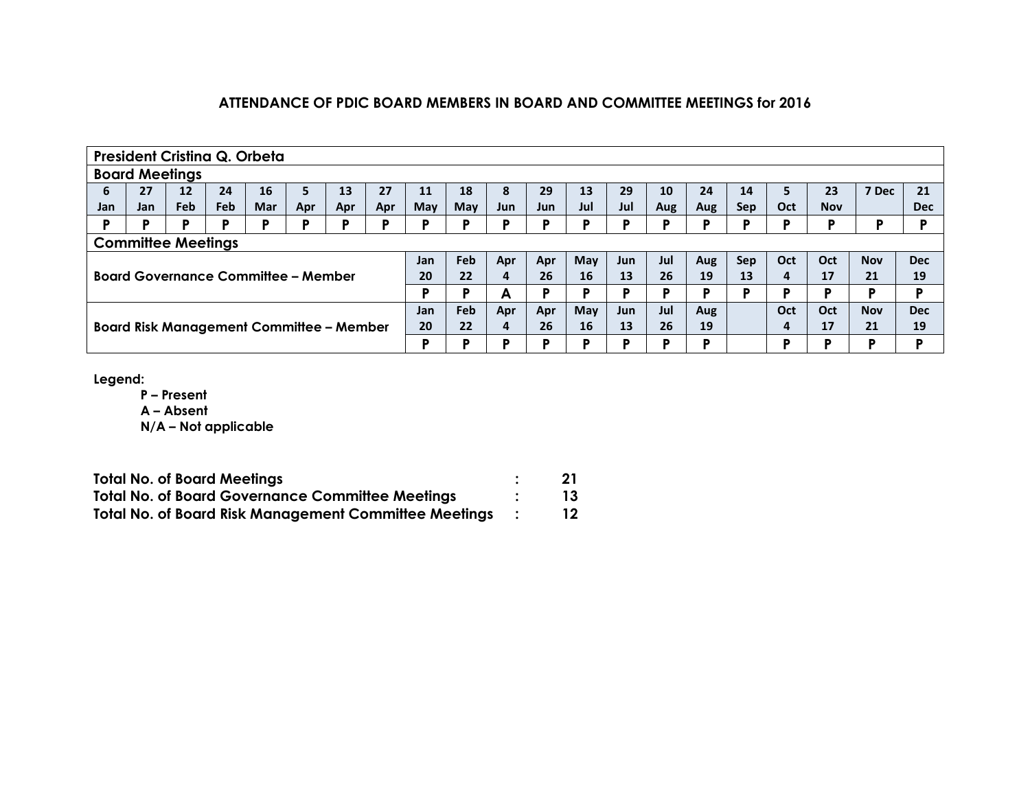**ATTENDANCE OF PDIC BOARD MEMBERS IN BOARD AND COMMITTEE MEETINGS for 2016**

**President Cristina Q. Orbeta**

**Board Meetings**

| 6 Jan | 27 Jan | 12 Feb | 24 Feb | 16 Mar | 5 Apr | 13 Apr | 27 Apr | 11 May | 18 May | 8 Jun | 29 Jun | 13 Jul | 29 Jul | 10 Aug | 24 Aug | 14 Sep | 5 Oct | 23 Nov | 7 Dec | 21 Dec |
|---|---|---|---|---|---|---|---|---|---|---|---|---|---|---|---|---|---|---|---|---|
| P | P | P | P | P | P | P | P | P | P | P | P | P | P | P | P | P | P | P | P | P |

**Committee Meetings**

| Committee | Jan 20 | Feb 22 | Apr 4 | Apr 26 | May 16 | Jun 13 | Jul 26 | Aug 19 | Sep 13 | Oct 4 | Oct 17 | Nov 21 | Dec 19 |
|---|---|---|---|---|---|---|---|---|---|---|---|---|---|
| Board Governance Committee – Member | P | P | A | P | P | P | P | P | P | P | P | P | P |
| Board Risk Management Committee – Member | P | P | P | P | P | P | P | P | | P | P | P | P |

**Legend:**

- **P – Present**
- **A – Absent**
- **N/A – Not applicable**

**Total No. of Board Meetings : 21**
**Total No. of Board Governance Committee Meetings : 13**
**Total No. of Board Risk Management Committee Meetings : 12**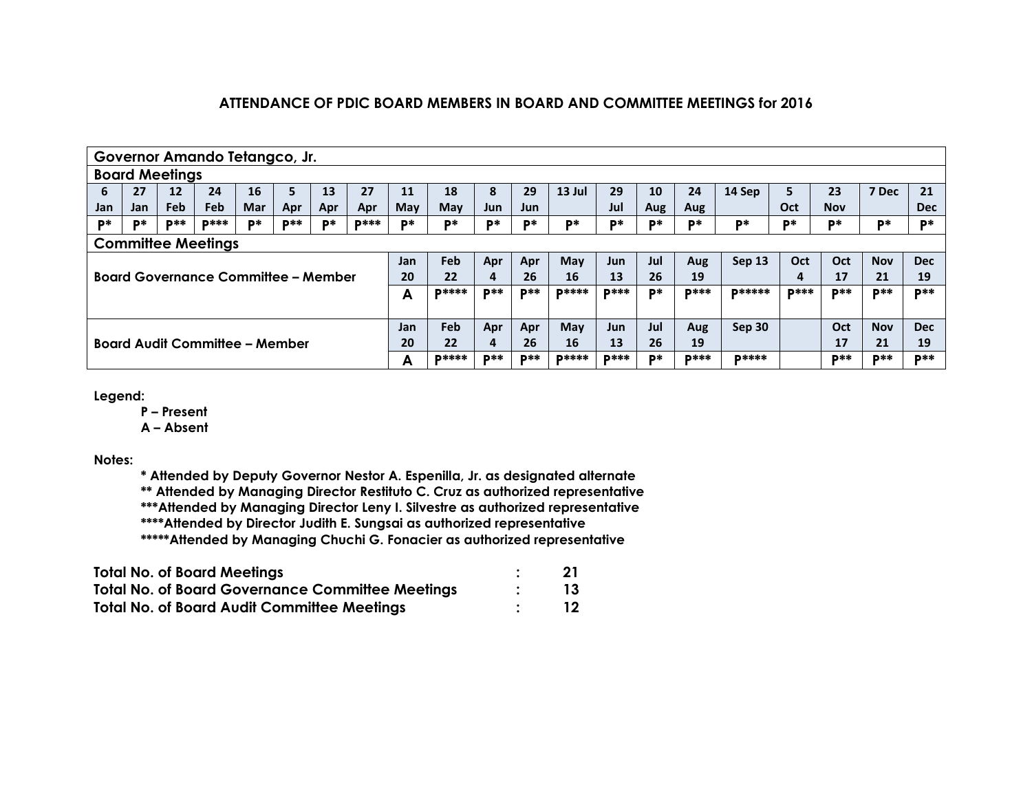## ATTENDANCE OF PDIC BOARD MEMBERS IN BOARD AND COMMITTEE MEETINGS for 2016

**Governor Amando Tetangco, Jr.**

**Board Meetings**

| 6 Jan | 27 Jan | 12 Feb | 24 Feb | 16 Mar | 5 Apr | 13 Apr | 27 Apr | 11 May | 18 May | 8 Jun | 29 Jun | 13 Jul | 29 Jul | 10 Aug | 24 Aug | 14 Sep | 5 Oct | 23 Nov | 7 Dec | 21 Dec |
|---|---|---|---|---|---|---|---|---|---|---|---|---|---|---|---|---|---|---|---|---|
| P* | P* | P** | P*** | P* | P** | P* | P*** | P* | P* | P* | P* | P* | P* | P* | P* | P* | P* | P* | P* | P* |

**Committee Meetings**

| Committee | Jan 20 | Feb 22 | Apr 4 | Apr 26 | May 16 | Jun 13 | Jul 26 | Aug 19 | Sep 13 | Oct 4 | Oct 17 | Nov 21 | Dec 19 |
|---|---|---|---|---|---|---|---|---|---|---|---|---|---|
| Board Governance Committee – Member | A | P**** | P** | P** | P**** | P*** | P* | P*** | P***** | P*** | P** | P** | P** |

| Committee | Jan 20 | Feb 22 | Apr 4 | Apr 26 | May 16 | Jun 13 | Jul 26 | Aug 19 | Sep 30 | | Oct 17 | Nov 21 | Dec 19 |
|---|---|---|---|---|---|---|---|---|---|---|---|---|---|
| Board Audit Committee – Member | A | P**** | P** | P** | P**** | P*** | P* | P*** | P**** | | P** | P** | P** |

**Legend:**

- **P – Present**
- **A – Absent**

**Notes:**

- **\* Attended by Deputy Governor Nestor A. Espenilla, Jr. as designated alternate**
- **\** Attended by Managing Director Restituto C. Cruz as authorized representative**
- **\***Attended by Managing Director Leny I. Silvestre as authorized representative**
- **\****Attended by Director Judith E. Sungsai as authorized representative**
- **\*****Attended by Managing Chuchi G. Fonacier as authorized representative**

| | | |
|---|---|---|
| **Total No. of Board Meetings** | **:** | **21** |
| **Total No. of Board Governance Committee Meetings** | **:** | **13** |
| **Total No. of Board Audit Committee Meetings** | **:** | **12** |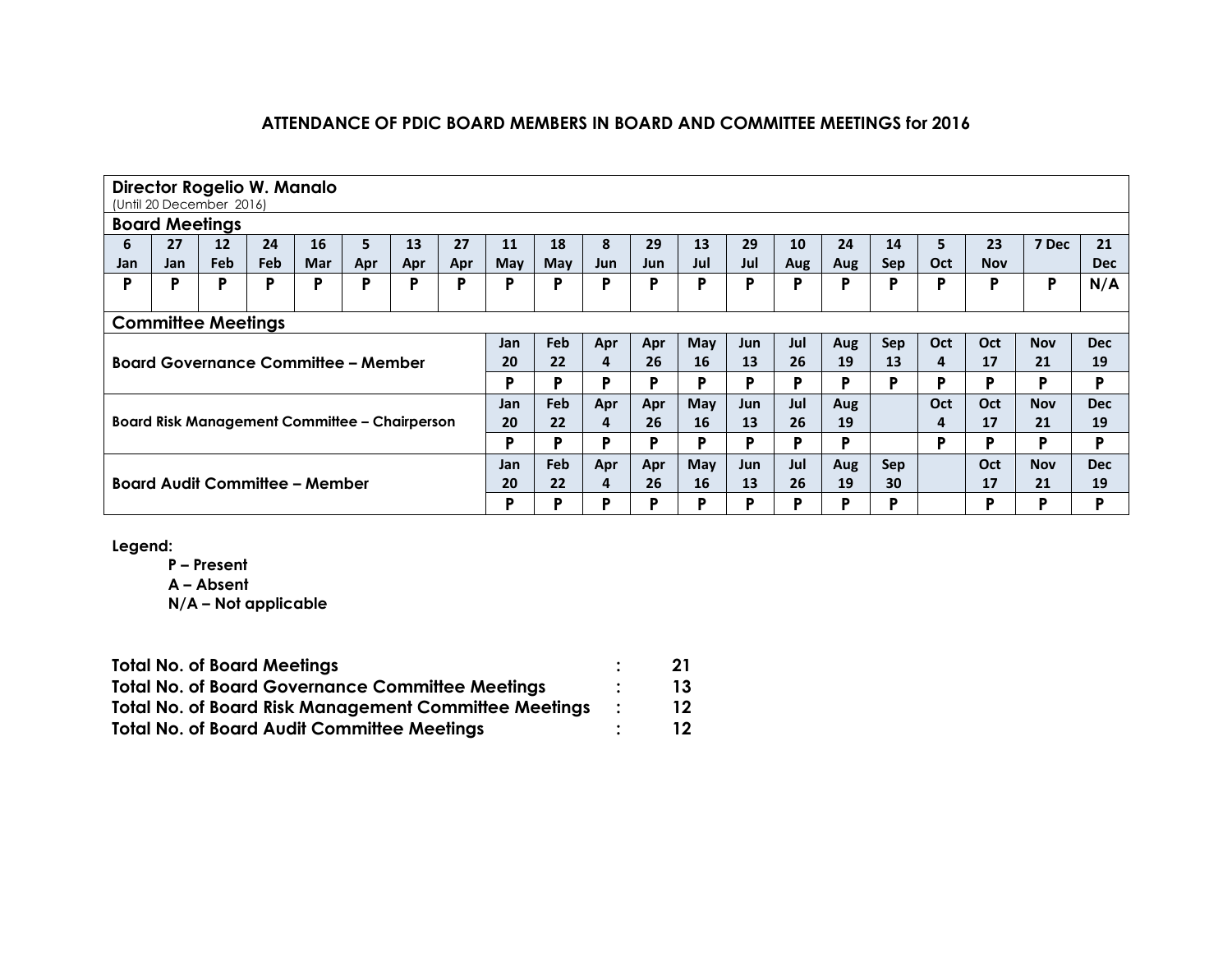# ATTENDANCE OF PDIC BOARD MEMBERS IN BOARD AND COMMITTEE MEETINGS for 2016

**Director Rogelio W. Manalo**
(Until 20 December 2016)

**Board Meetings**

| 6 Jan | 27 Jan | 12 Feb | 24 Feb | 16 Mar | 5 Apr | 13 Apr | 27 Apr | 11 May | 18 May | 8 Jun | 29 Jun | 13 Jul | 29 Jul | 10 Aug | 24 Aug | 14 Sep | 5 Oct | 23 Nov | 7 Dec | 21 Dec |
|---|---|---|---|---|---|---|---|---|---|---|---|---|---|---|---|---|---|---|---|---|
| P | P | P | P | P | P | P | P | P | P | P | P | P | P | P | P | P | P | P | P | N/A |

**Committee Meetings**

| Committee | | | | | | | | | | | | | |
|---|---|---|---|---|---|---|---|---|---|---|---|---|---|
| Board Governance Committee – Member | Jan 20 | Feb 22 | Apr 4 | Apr 26 | May 16 | Jun 13 | Jul 26 | Aug 19 | Sep 13 | Oct 4 | Oct 17 | Nov 21 | Dec 19 |
| | P | P | P | P | P | P | P | P | P | P | P | P | P |
| Board Risk Management Committee – Chairperson | Jan 20 | Feb 22 | Apr 4 | Apr 26 | May 16 | Jun 13 | Jul 26 | Aug 19 | | Oct 4 | Oct 17 | Nov 21 | Dec 19 |
| | P | P | P | P | P | P | P | P | | P | P | P | P |
| Board Audit Committee – Member | Jan 20 | Feb 22 | Apr 4 | Apr 26 | May 16 | Jun 13 | Jul 26 | Aug 19 | Sep 30 | | Oct 17 | Nov 21 | Dec 19 |
| | P | P | P | P | P | P | P | P | P | | P | P | P |

**Legend:**

- **P – Present**
- **A – Absent**
- **N/A – Not applicable**

**Total No. of Board Meetings : 21**
**Total No. of Board Governance Committee Meetings : 13**
**Total No. of Board Risk Management Committee Meetings : 12**
**Total No. of Board Audit Committee Meetings : 12**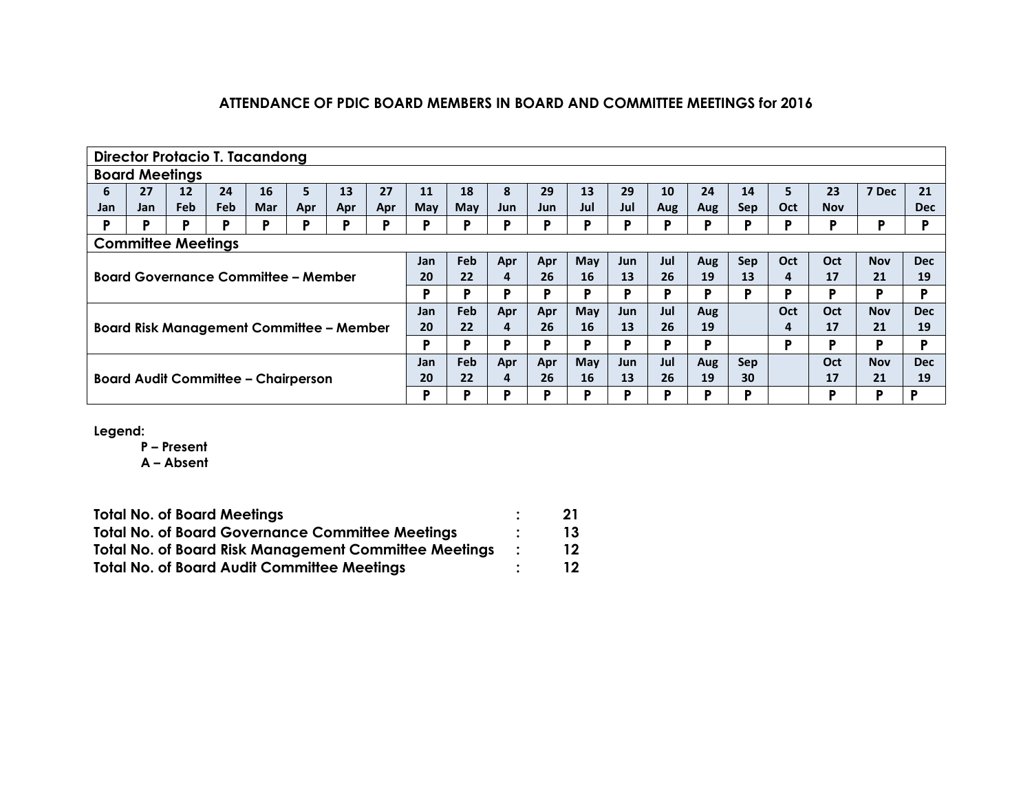## ATTENDANCE OF PDIC BOARD MEMBERS IN BOARD AND COMMITTEE MEETINGS for 2016

**Director Protacio T. Tacandong**

**Board Meetings**

| 6 Jan | 27 Jan | 12 Feb | 24 Feb | 16 Mar | 5 Apr | 13 Apr | 27 Apr | 11 May | 18 May | 8 Jun | 29 Jun | 13 Jul | 29 Jul | 10 Aug | 24 Aug | 14 Sep | 5 Oct | 23 Nov | 7 Dec | 21 Dec |
|---|---|---|---|---|---|---|---|---|---|---|---|---|---|---|---|---|---|---|---|---|
| P | P | P | P | P | P | P | P | P | P | P | P | P | P | P | P | P | P | P | P | P |

**Committee Meetings**

| Committee | | | | | | | | | | | | | |
|---|---|---|---|---|---|---|---|---|---|---|---|---|---|
| **Board Governance Committee – Member** | Jan 20 | Feb 22 | Apr 4 | Apr 26 | May 16 | Jun 13 | Jul 26 | Aug 19 | Sep 13 | Oct 4 | Oct 17 | Nov 21 | Dec 19 |
| | P | P | P | P | P | P | P | P | P | P | P | P | P |
| **Board Risk Management Committee – Member** | Jan 20 | Feb 22 | Apr 4 | Apr 26 | May 16 | Jun 13 | Jul 26 | Aug 19 | | Oct 4 | Oct 17 | Nov 21 | Dec 19 |
| | P | P | P | P | P | P | P | P | | P | P | P | P |
| **Board Audit Committee – Chairperson** | Jan 20 | Feb 22 | Apr 4 | Apr 26 | May 16 | Jun 13 | Jul 26 | Aug 19 | Sep 30 | | Oct 17 | Nov 21 | Dec 19 |
| | P | P | P | P | P | P | P | P | P | | P | P | P |

**Legend:**

- **P – Present**
- **A – Absent**

| | | |
|---|---|---|
| **Total No. of Board Meetings** | **:** | **21** |
| **Total No. of Board Governance Committee Meetings** | **:** | **13** |
| **Total No. of Board Risk Management Committee Meetings** | **:** | **12** |
| **Total No. of Board Audit Committee Meetings** | **:** | **12** |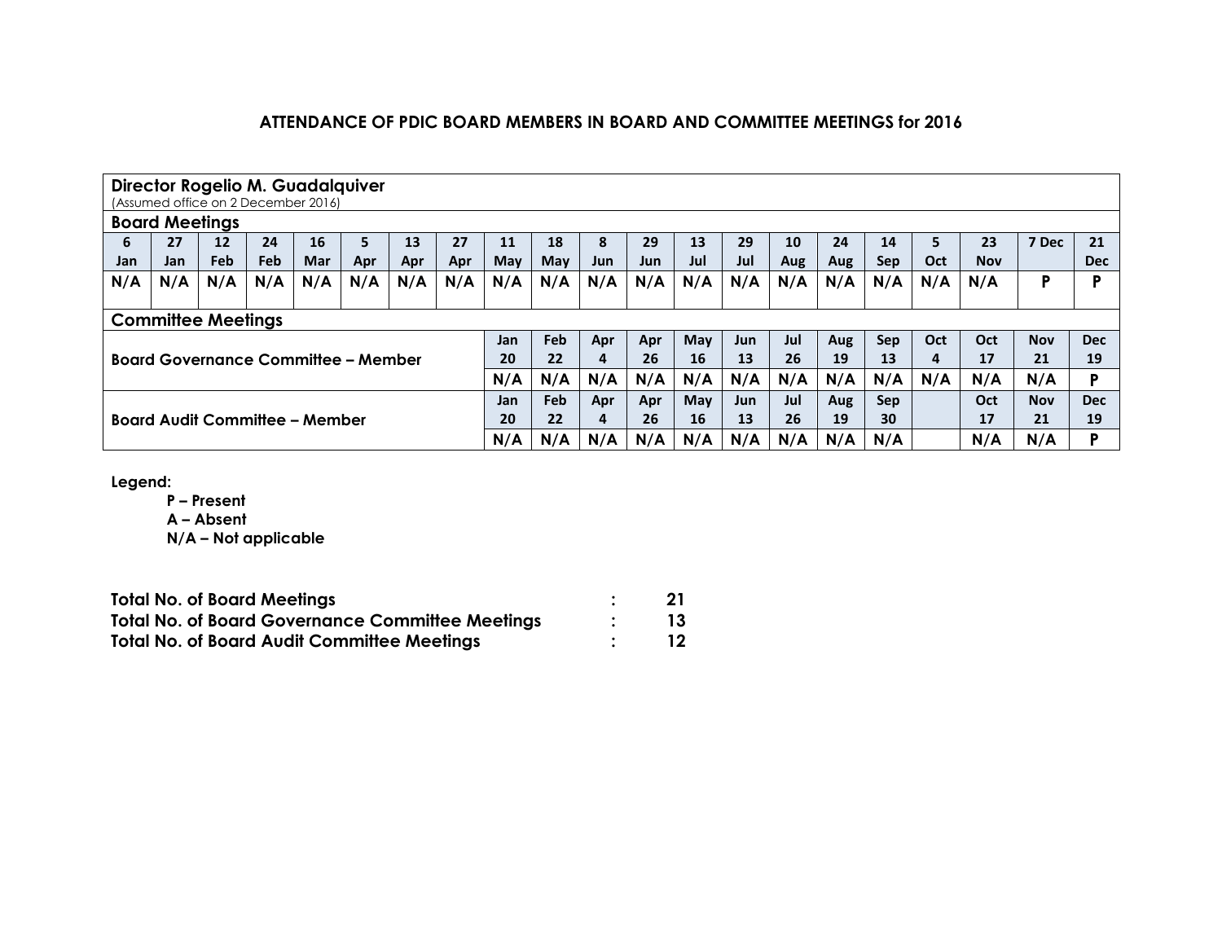# ATTENDANCE OF PDIC BOARD MEMBERS IN BOARD AND COMMITTEE MEETINGS for 2016

**Director Rogelio M. Guadalquiver**
(Assumed office on 2 December 2016)

**Board Meetings**

| 6 Jan | 27 Jan | 12 Feb | 24 Feb | 16 Mar | 5 Apr | 13 Apr | 27 Apr | 11 May | 18 May | 8 Jun | 29 Jun | 13 Jul | 29 Jul | 10 Aug | 24 Aug | 14 Sep | 5 Oct | 23 Nov | 7 Dec | 21 Dec |
|---|---|---|---|---|---|---|---|---|---|---|---|---|---|---|---|---|---|---|---|---|
| N/A | N/A | N/A | N/A | N/A | N/A | N/A | N/A | N/A | N/A | N/A | N/A | N/A | N/A | N/A | N/A | N/A | N/A | N/A | P | P |

**Committee Meetings**

| Committee | | | | | | | | | | | | | |
|---|---|---|---|---|---|---|---|---|---|---|---|---|---|
| Board Governance Committee – Member | Jan 20 | Feb 22 | Apr 4 | Apr 26 | May 16 | Jun 13 | Jul 26 | Aug 19 | Sep 13 | Oct 4 | Oct 17 | Nov 21 | Dec 19 |
| | N/A | N/A | N/A | N/A | N/A | N/A | N/A | N/A | N/A | N/A | N/A | N/A | P |
| Board Audit Committee – Member | Jan 20 | Feb 22 | Apr 4 | Apr 26 | May 16 | Jun 13 | Jul 26 | Aug 19 | Sep 30 | | Oct 17 | Nov 21 | Dec 19 |
| | N/A | N/A | N/A | N/A | N/A | N/A | N/A | N/A | N/A | | N/A | N/A | P |

**Legend:**

- **P – Present**
- **A – Absent**
- **N/A – Not applicable**

**Total No. of Board Meetings : 21**
**Total No. of Board Governance Committee Meetings : 13**
**Total No. of Board Audit Committee Meetings : 12**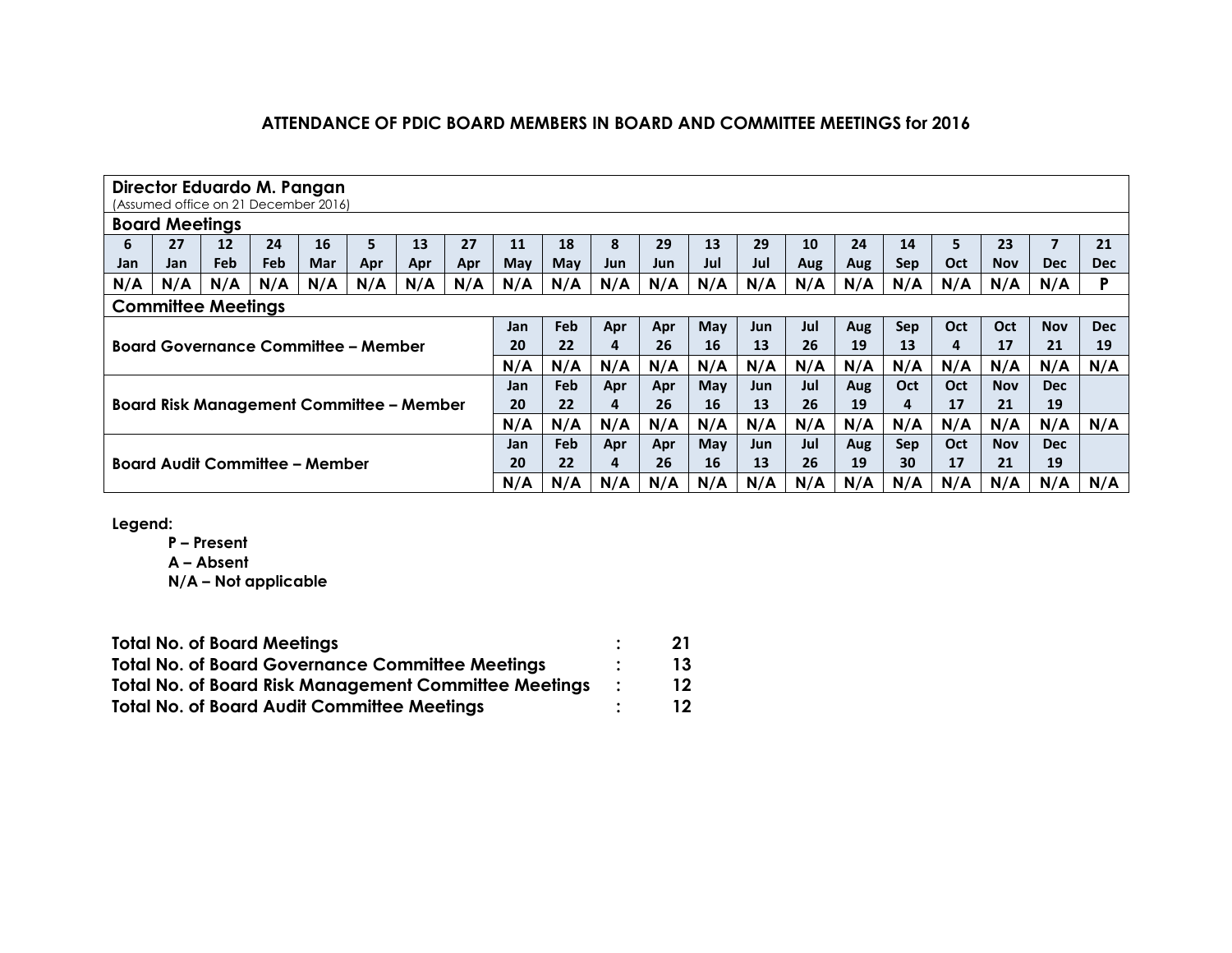## ATTENDANCE OF PDIC BOARD MEMBERS IN BOARD AND COMMITTEE MEETINGS for 2016

**Director Eduardo M. Pangan**
(Assumed office on 21 December 2016)

**Board Meetings**

| 6 Jan | 27 Jan | 12 Feb | 24 Feb | 16 Mar | 5 Apr | 13 Apr | 27 Apr | 11 May | 18 May | 8 Jun | 29 Jun | 13 Jul | 29 Jul | 10 Aug | 24 Aug | 14 Sep | 5 Oct | 23 Nov | 7 Dec | 21 Dec |
|---|---|---|---|---|---|---|---|---|---|---|---|---|---|---|---|---|---|---|---|---|
| N/A | N/A | N/A | N/A | N/A | N/A | N/A | N/A | N/A | N/A | N/A | N/A | N/A | N/A | N/A | N/A | N/A | N/A | N/A | N/A | P |

**Committee Meetings**

| Committee | | | | | | | | | | | | | |
|---|---|---|---|---|---|---|---|---|---|---|---|---|---|
| Board Governance Committee – Member | Jan 20 | Feb 22 | Apr 4 | Apr 26 | May 16 | Jun 13 | Jul 26 | Aug 19 | Sep 13 | Oct 4 | Oct 17 | Nov 21 | Dec 19 |
| | N/A | N/A | N/A | N/A | N/A | N/A | N/A | N/A | N/A | N/A | N/A | N/A | N/A |
| Board Risk Management Committee – Member | Jan 20 | Feb 22 | Apr 4 | Apr 26 | May 16 | Jun 13 | Jul 26 | Aug 19 | Oct 4 | Oct 17 | Nov 21 | Dec 19 | |
| | N/A | N/A | N/A | N/A | N/A | N/A | N/A | N/A | N/A | N/A | N/A | N/A | N/A |
| Board Audit Committee – Member | Jan 20 | Feb 22 | Apr 4 | Apr 26 | May 16 | Jun 13 | Jul 26 | Aug 19 | Sep 30 | Oct 17 | Nov 21 | Dec 19 | |
| | N/A | N/A | N/A | N/A | N/A | N/A | N/A | N/A | N/A | N/A | N/A | N/A | N/A |

**Legend:**

- **P – Present**
- **A – Absent**
- **N/A – Not applicable**

| | | |
|---|---|---|
| **Total No. of Board Meetings** | : | **21** |
| **Total No. of Board Governance Committee Meetings** | : | **13** |
| **Total No. of Board Risk Management Committee Meetings** | : | **12** |
| **Total No. of Board Audit Committee Meetings** | : | **12** |